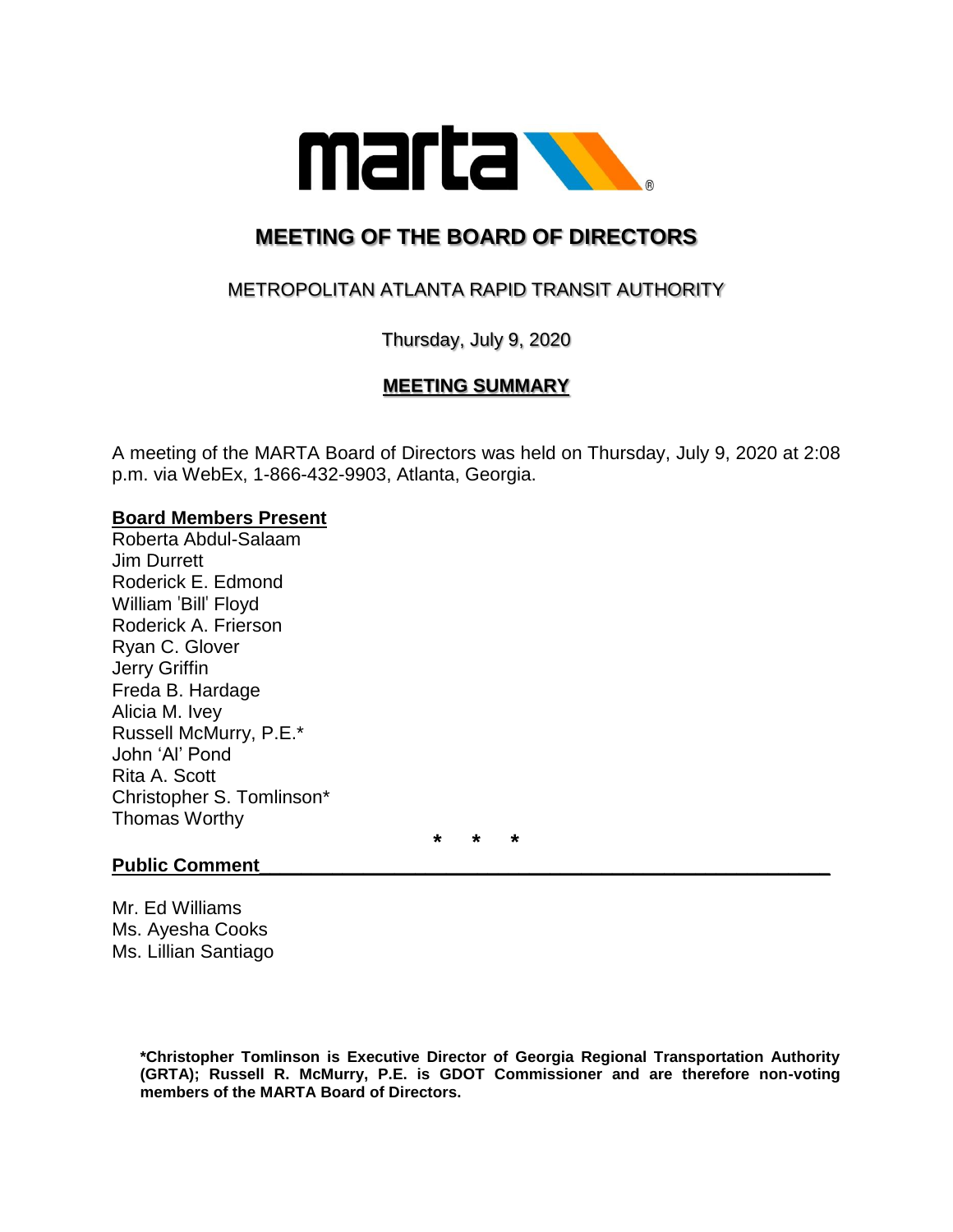# MEETING OF THE BOARD OF DIRECTORS

METROPOLITAN ATLANTA RAPID TRANSIT AUTHORITY

Thursday, July 9, 2020

## MEETING SUMMARY

A meeting of the MARTA Board of Directors was held on Thursday, July 9, 2020 at 2:08 p.m. via WebEx, 1-866-432-9903, Atlanta, Georgia.

**Board Members Present**

Roberta Abdul-Salaam
Jim Durrett
Roderick E. Edmond
William 'Bill' Floyd
Roderick A. Frierson
Ryan C. Glover
Jerry Griffin
Freda B. Hardage
Alicia M. Ivey
Russell McMurry, P.E.*
John 'Al' Pond
Rita A. Scott
Christopher S. Tomlinson*
Thomas Worthy

\* \* \*

**Public Comment**

Mr. Ed Williams
Ms. Ayesha Cooks
Ms. Lillian Santiago

**\*Christopher Tomlinson is Executive Director of Georgia Regional Transportation Authority (GRTA); Russell R. McMurry, P.E. is GDOT Commissioner and are therefore non-voting members of the MARTA Board of Directors.**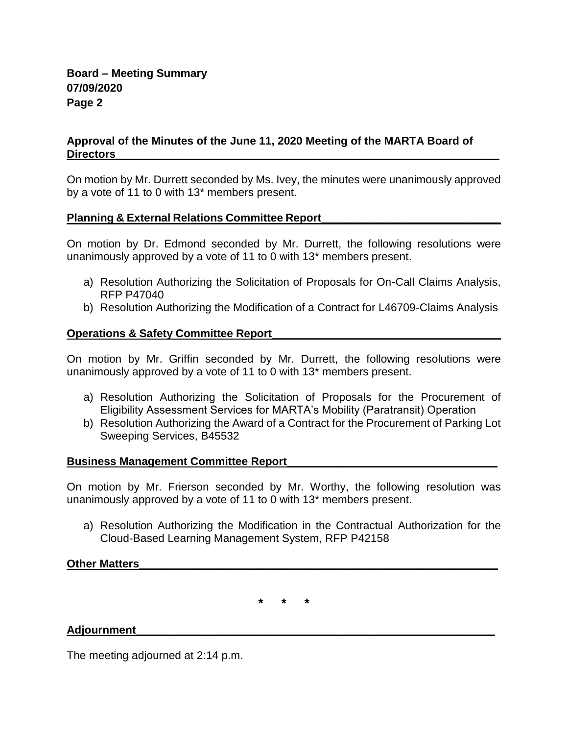## Approval of the Minutes of the June 11, 2020 Meeting of the MARTA Board of Directors

On motion by Mr. Durrett seconded by Ms. Ivey, the minutes were unanimously approved by a vote of 11 to 0 with 13* members present.

## Planning & External Relations Committee Report

On motion by Dr. Edmond seconded by Mr. Durrett, the following resolutions were unanimously approved by a vote of 11 to 0 with 13* members present.

a) Resolution Authorizing the Solicitation of Proposals for On-Call Claims Analysis, RFP P47040
b) Resolution Authorizing the Modification of a Contract for L46709-Claims Analysis

## Operations & Safety Committee Report

On motion by Mr. Griffin seconded by Mr. Durrett, the following resolutions were unanimously approved by a vote of 11 to 0 with 13* members present.

a) Resolution Authorizing the Solicitation of Proposals for the Procurement of Eligibility Assessment Services for MARTA's Mobility (Paratransit) Operation
b) Resolution Authorizing the Award of a Contract for the Procurement of Parking Lot Sweeping Services, B45532

## Business Management Committee Report

On motion by Mr. Frierson seconded by Mr. Worthy, the following resolution was unanimously approved by a vote of 11 to 0 with 13* members present.

a) Resolution Authorizing the Modification in the Contractual Authorization for the Cloud-Based Learning Management System, RFP P42158

## Other Matters

\* \* \*

## Adjournment

The meeting adjourned at 2:14 p.m.